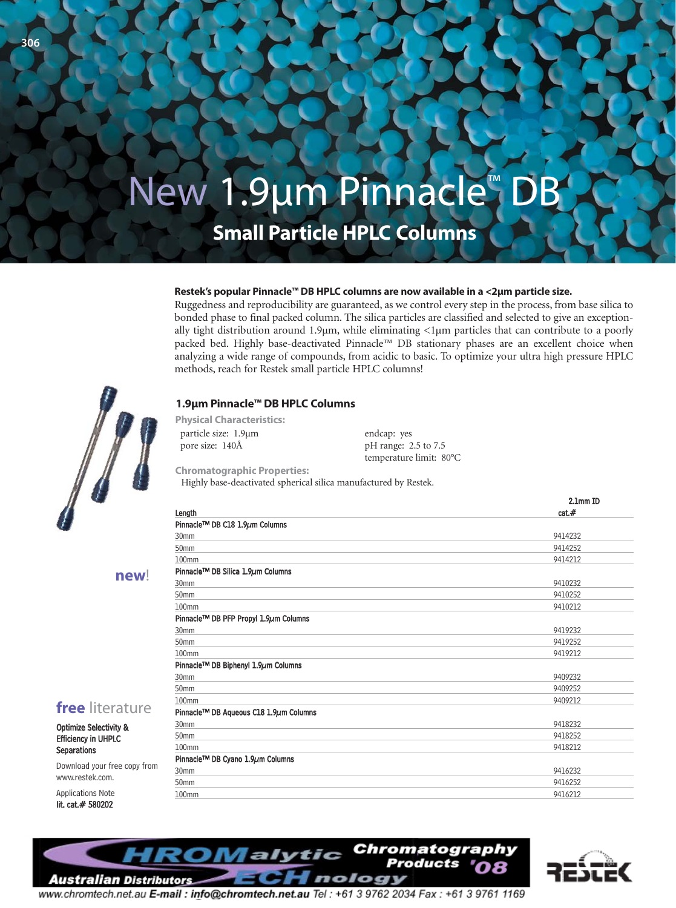# New 1.9µm Pinnacle™ DB

## Small Particle HPLC Columns

**Restek's popular Pinnacle™ DB HPLC columns are now available in a <2µm particle size.**
Ruggedness and reproducibility are guaranteed, as we control every step in the process, from base silica to bonded phase to final packed column. The silica particles are classified and selected to give an exceptionally tight distribution around 1.9µm, while eliminating <1µm particles that can contribute to a poorly packed bed. Highly base-deactivated Pinnacle™ DB stationary phases are an excellent choice when analyzing a wide range of compounds, from acidic to basic. To optimize your ultra high pressure HPLC methods, reach for Restek small particle HPLC columns!

### 1.9µm Pinnacle™ DB HPLC Columns

**Physical Characteristics:**

- particle size: 1.9µm
- pore size: 140Å
- endcap: yes
- pH range: 2.5 to 7.5
- temperature limit: 80°C

**Chromatographic Properties:**

Highly base-deactivated spherical silica manufactured by Restek.

**new!**

| Length | 2.1mm ID cat.# |
|---|---|
| **Pinnacle™ DB C18 1.9µm Columns** | |
| 30mm | 9414232 |
| 50mm | 9414252 |
| 100mm | 9414212 |
| **Pinnacle™ DB Silica 1.9µm Columns** | |
| 30mm | 9410232 |
| 50mm | 9410252 |
| 100mm | 9410212 |
| **Pinnacle™ DB PFP Propyl 1.9µm Columns** | |
| 30mm | 9419232 |
| 50mm | 9419252 |
| 100mm | 9419212 |
| **Pinnacle™ DB Biphenyl 1.9µm Columns** | |
| 30mm | 9409232 |
| 50mm | 9409252 |
| 100mm | 9409212 |
| **Pinnacle™ DB Aqueous C18 1.9µm Columns** | |
| 30mm | 9418232 |
| 50mm | 9418252 |
| 100mm | 9418212 |
| **Pinnacle™ DB Cyano 1.9µm Columns** | |
| 30mm | 9416232 |
| 50mm | 9416252 |
| 100mm | 9416212 |

**free literature**

**Optimize Selectivity & Efficiency in UHPLC Separations**

Download your free copy from www.restek.com.

Applications Note
lit. cat.# 580202

CHROMalytic TECHnology — Australian Distributors — Chromatography Products '08

www.chromtech.net.au E-mail : info@chromtech.net.au Tel : +61 3 9762 2034 Fax : +61 3 9761 1169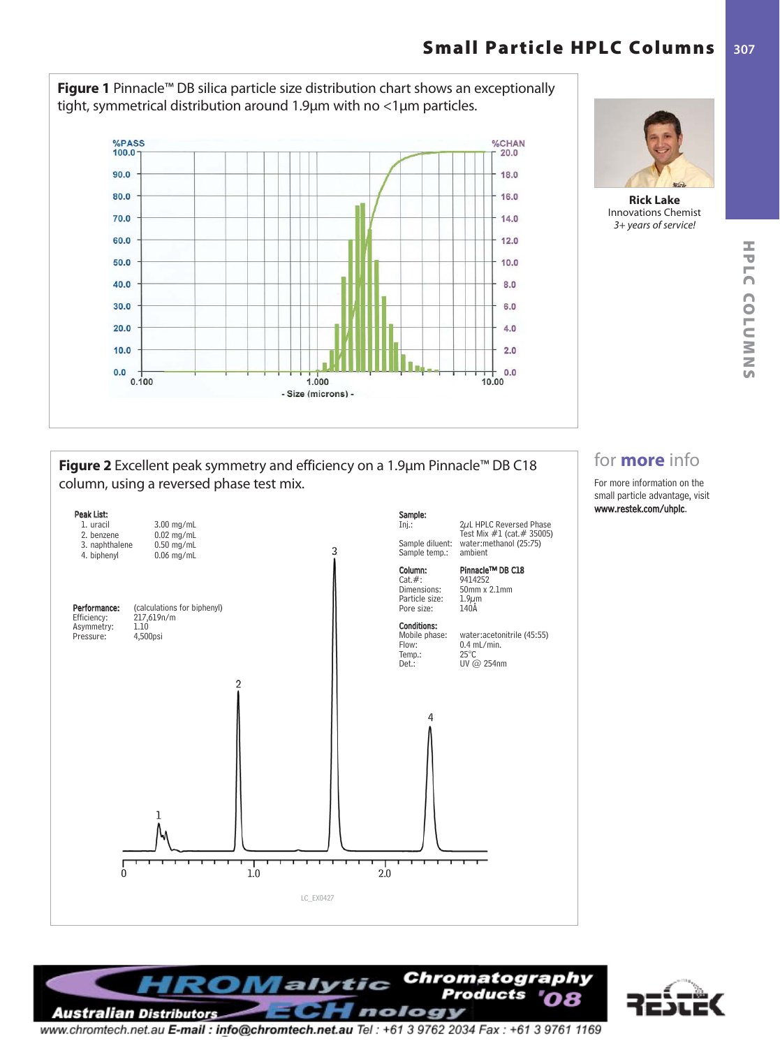# Small Particle HPLC Columns

**Figure 1** Pinnacle™ DB silica particle size distribution chart shows an exceptionally tight, symmetrical distribution around 1.9µm with no <1µm particles.

%PASS
100.0
90.0
80.0
70.0
60.0
50.0
40.0
30.0
20.0
10.0
0.0

%CHAN
20.0
18.0
16.0
14.0
12.0
10.0
8.0
6.0
4.0
2.0
0.0

0.100
1.000
10.00
- Size (microns) -

**Rick Lake**
Innovations Chemist
*3+ years of service!*

**Figure 2** Excellent peak symmetry and efficiency on a 1.9µm Pinnacle™ DB C18 column, using a reversed phase test mix.

**Peak List:**
1. uracil 3.00 mg/mL
2. benzene 0.02 mg/mL
3. naphthalene 0.50 mg/mL
4. biphenyl 0.06 mg/mL

**Performance:** (calculations for biphenyl)
Efficiency: 217,619n/m
Asymmetry: 1.10
Pressure: 4,500psi

**Sample:**
Inj.: 2µL HPLC Reversed Phase Test Mix #1 (cat.# 35005)
Sample diluent: water:methanol (25:75)
Sample temp.: ambient

**Column:** Pinnacle™ DB C18
Cat.#: 9414252
Dimensions: 50mm x 2.1mm
Particle size: 1.9µm
Pore size: 140Å

**Conditions:**
Mobile phase: water:acetonitrile (45:55)
Flow: 0.4 mL/min.
Temp.: 25°C
Det.: UV @ 254nm

1
2
3
4
0
1.0
2.0

LC_EX0427

## for more info

For more information on the small particle advantage, visit **www.restek.com/uhplc**.

HPLC COLUMNS

Australian Distributors
CHROMalytic TECHnology
Chromatography Products '08
www.chromtech.net.au E-mail : info@chromtech.net.au Tel : +61 3 9762 2034 Fax : +61 3 9761 1169

RESTEK